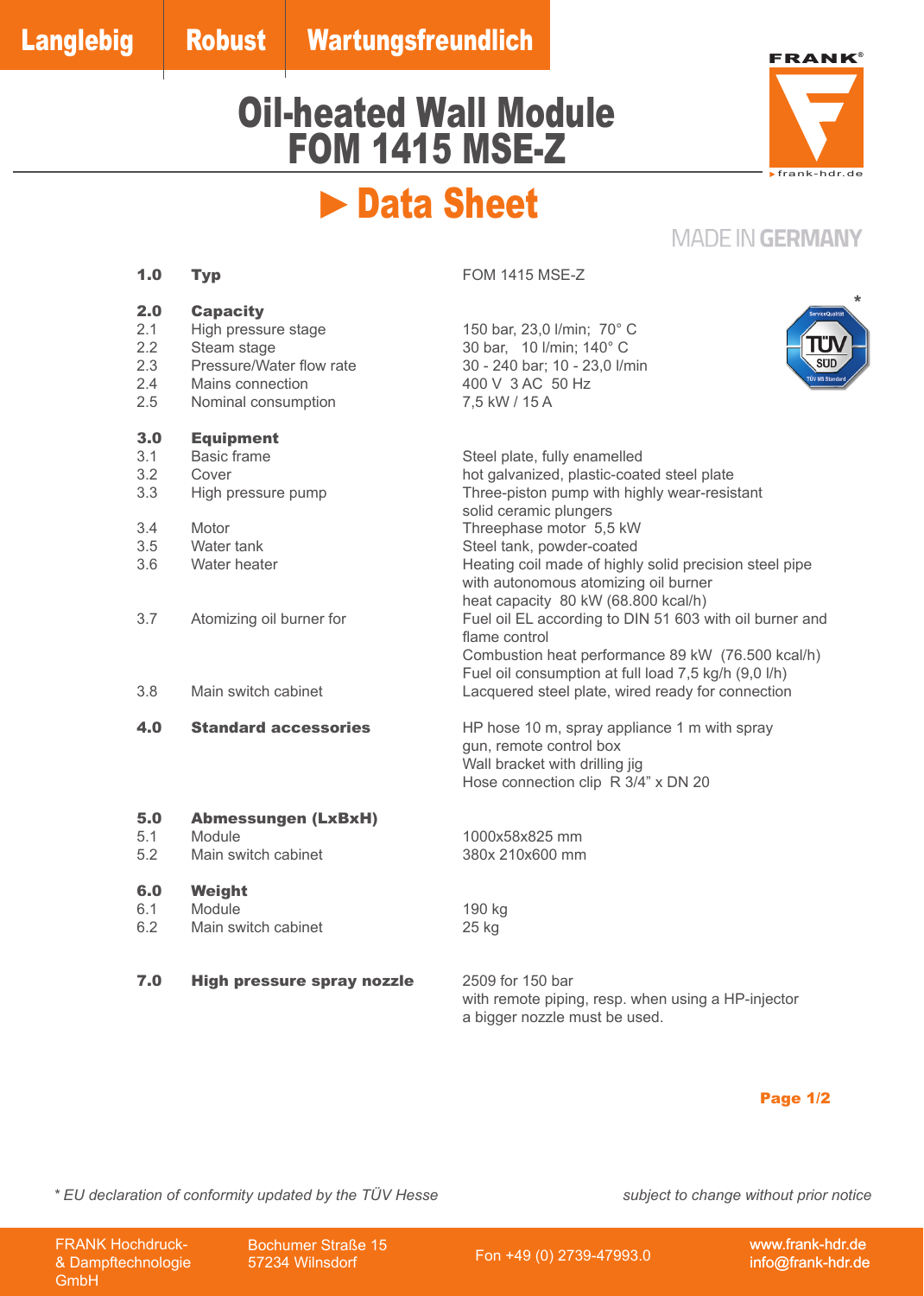**Langlebig** | **Robust** | **Wartungsfreundlich**

# Oil-heated Wall Module FOM 1415 MSE-Z

FRANK®

▸frank-hdr.de

## ▶ Data Sheet

MADE IN GERMANY

| | | |
|---|---|---|
| **1.0** | **Typ** | FOM 1415 MSE-Z |
| **2.0** | **Capacity** | |
| 2.1 | High pressure stage | 150 bar, 23,0 l/min; 70° C |
| 2.2 | Steam stage | 30 bar, 10 l/min; 140° C |
| 2.3 | Pressure/Water flow rate | 30 - 240 bar; 10 - 23,0 l/min |
| 2.4 | Mains connection | 400 V 3 AC 50 Hz |
| 2.5 | Nominal consumption | 7,5 kW / 15 A |
| **3.0** | **Equipment** | |
| 3.1 | Basic frame | Steel plate, fully enamelled |
| 3.2 | Cover | hot galvanized, plastic-coated steel plate |
| 3.3 | High pressure pump | Three-piston pump with highly wear-resistant solid ceramic plungers |
| 3.4 | Motor | Threephase motor 5,5 kW |
| 3.5 | Water tank | Steel tank, powder-coated |
| 3.6 | Water heater | Heating coil made of highly solid precision steel pipe with autonomous atomizing oil burner heat capacity 80 kW (68.800 kcal/h) |
| 3.7 | Atomizing oil burner for | Fuel oil EL according to DIN 51 603 with oil burner and flame control<br>Combustion heat performance 89 kW (76.500 kcal/h)<br>Fuel oil consumption at full load 7,5 kg/h (9,0 l/h) |
| 3.8 | Main switch cabinet | Lacquered steel plate, wired ready for connection |
| **4.0** | **Standard accessories** | HP hose 10 m, spray appliance 1 m with spray gun, remote control box<br>Wall bracket with drilling jig<br>Hose connection clip R 3/4" x DN 20 |
| **5.0** | **Abmessungen (LxBxH)** | |
| 5.1 | Module | 1000x58x825 mm |
| 5.2 | Main switch cabinet | 380x 210x600 mm |
| **6.0** | **Weight** | |
| 6.1 | Module | 190 kg |
| 6.2 | Main switch cabinet | 25 kg |
| **7.0** | **High pressure spray nozzle** | 2509 for 150 bar<br>with remote piping, resp. when using a HP-injector a bigger nozzle must be used. |

\* TÜV SÜD ServiceQualität – TÜV MS Standard

*\* EU declaration of conformity updated by the TÜV Hesse*

*subject to change without prior notice*

FRANK Hochdruck- & Dampftechnologie GmbH | Bochumer Straße 15, 57234 Wilnsdorf | Fon +49 (0) 2739-47993.0 | www.frank-hdr.de | info@frank-hdr.de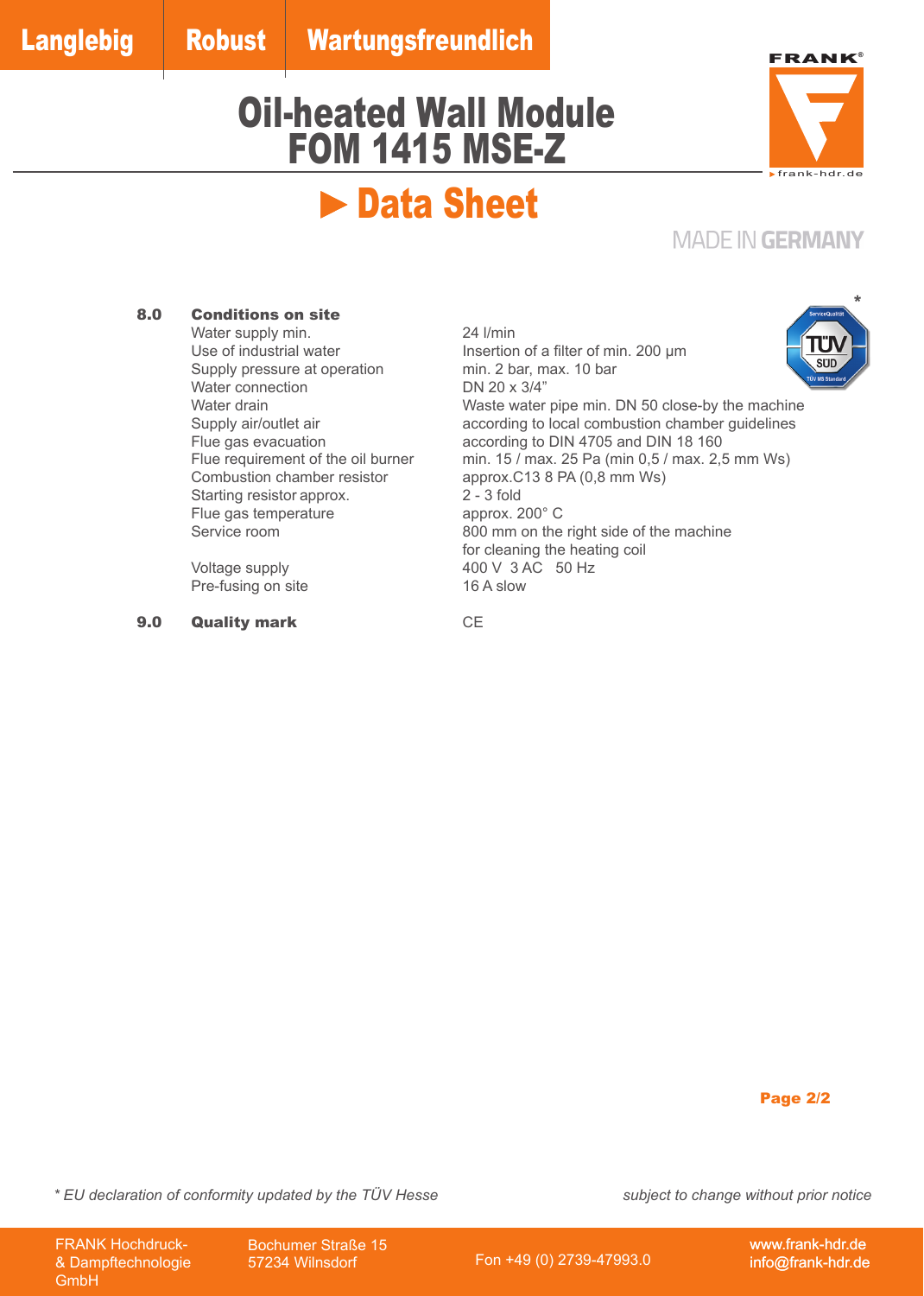Langlebig | Robust | Wartungsfreundlich

# Oil-heated Wall Module FOM 1415 MSE-Z

## ▶ Data Sheet

MADE IN GERMANY

| | | |
|---|---|---|
| **8.0** | **Conditions on site** | |
| | Water supply min. | 24 l/min |
| | Use of industrial water | Insertion of a filter of min. 200 µm |
| | Supply pressure at operation | min. 2 bar, max. 10 bar |
| | Water connection | DN 20 x 3/4" |
| | Water drain | Waste water pipe min. DN 50 close-by the machine |
| | Supply air/outlet air | according to local combustion chamber guidelines |
| | Flue gas evacuation | according to DIN 4705 and DIN 18 160 |
| | Flue requirement of the oil burner | min. 15 / max. 25 Pa (min 0,5 / max. 2,5 mm Ws) |
| | Combustion chamber resistor | approx.C13 8 PA (0,8 mm Ws) |
| | Starting resistor approx. | 2 - 3 fold |
| | Flue gas temperature | approx. 200° C |
| | Service room | 800 mm on the right side of the machine for cleaning the heating coil |
| | Voltage supply | 400 V 3 AC 50 Hz |
| | Pre-fusing on site | 16 A slow |
| **9.0** | **Quality mark** | CE |

*\* EU declaration of conformity updated by the TÜV Hesse*

*subject to change without prior notice*

FRANK Hochdruck- & Dampftechnologie GmbH
Bochumer Straße 15
57234 Wilnsdorf
Fon +49 (0) 2739-47993.0
www.frank-hdr.de
info@frank-hdr.de